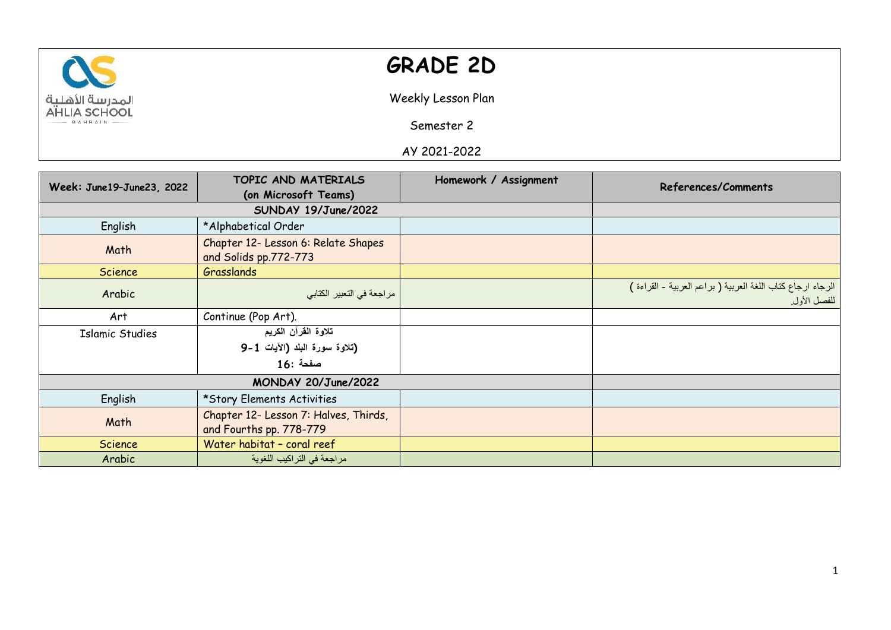# GRADE 2D

Weekly Lesson Plan

Semester 2

AY 2021-2022

| Week: June19–June23, 2022 | TOPIC AND MATERIALS (on Microsoft Teams) | Homework / Assignment | References/Comments |
|---|---|---|---|
| SUNDAY 19/June/2022 | | | |
| English | *Alphabetical Order | | |
| Math | Chapter 12- Lesson 6: Relate Shapes and Solids pp.772-773 | | |
| Science | Grasslands | | |
| Arabic | مراجعة في التعبير الكتابي | | الرجاء ارجاع كتاب اللغة العربية ( براعم العربية - القراءة ) للفصل الأول. |
| Art | Continue (Pop Art). | | |
| Islamic Studies | **تلاوة القرآن الكريم** **(تلاوة سورة البلد (الآيات 1-9** **صفحة :16** | | |
| MONDAY 20/June/2022 | | | |
| English | *Story Elements Activities | | |
| Math | Chapter 12- Lesson 7: Halves, Thirds, and Fourths pp. 778-779 | | |
| Science | Water habitat – coral reef | | |
| Arabic | مراجعة في التراكيب اللغوية | | |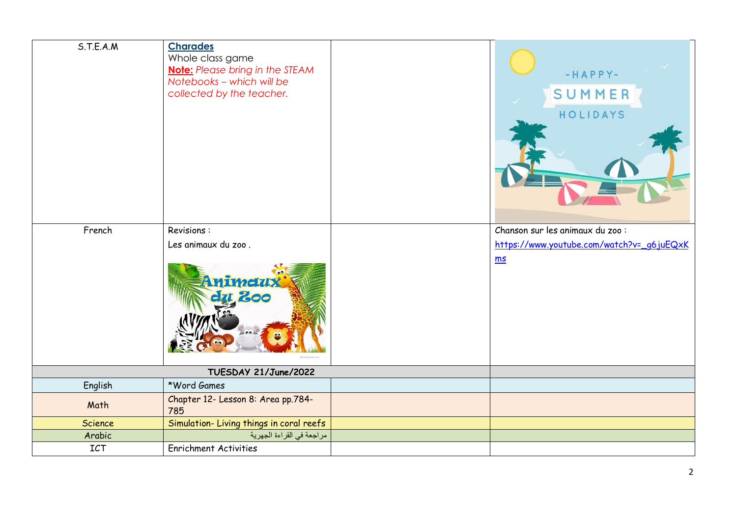| S.T.E.A.M | **Charades**<br>Whole class game<br>**Note:** *Please bring in the STEAM Notebooks – which will be collected by the teacher.* | | |
|---|---|---|---|
| French | Revisions :<br>Les animaux du zoo . | | Chanson sur les animaux du zoo :<br>https://www.youtube.com/watch?v=_g6juEQxKms |
| **TUESDAY 21/June/2022** | | | |
| English | *Word Games | | |
| Math | Chapter 12- Lesson 8: Area pp.784-785 | | |
| Science | Simulation- Living things in coral reefs | | |
| Arabic | مراجعة في القراءة الجهرية | | |
| ICT | Enrichment Activities | | |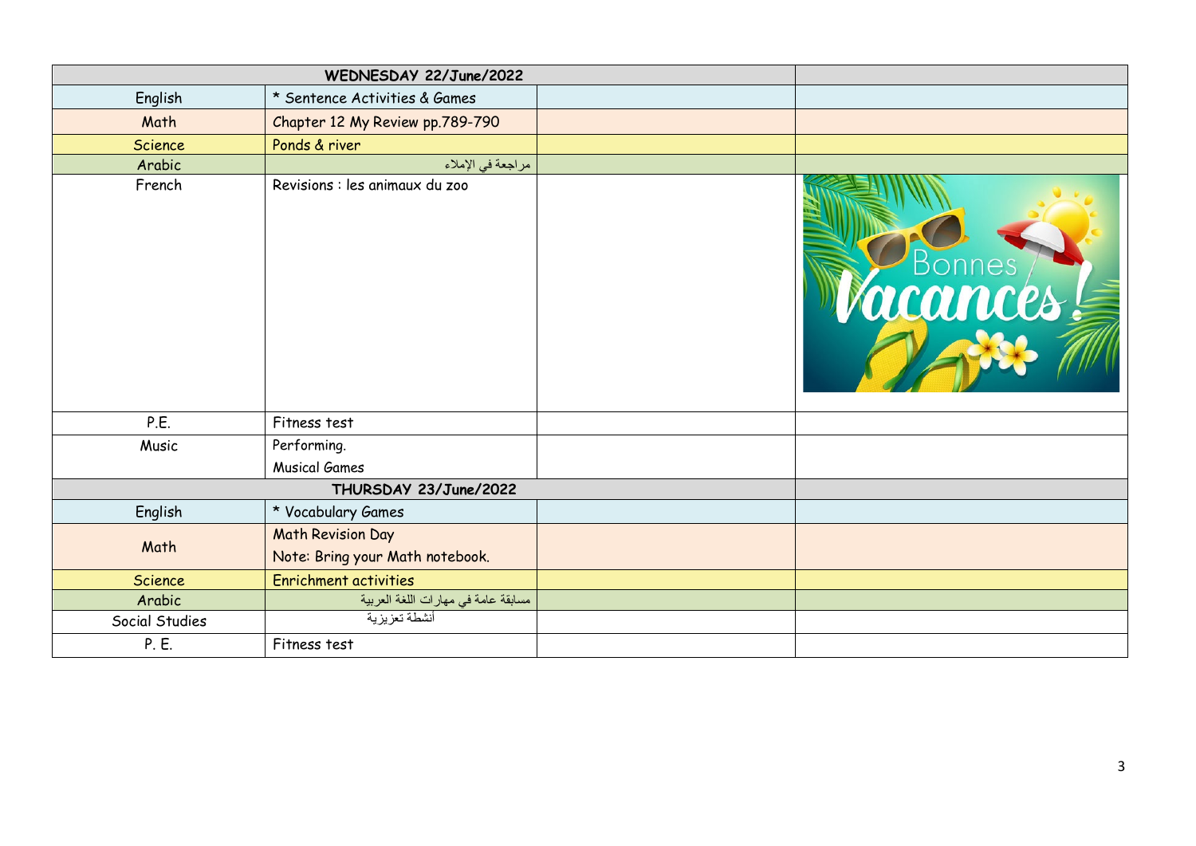| | | | |
|---|---|---|---|
| WEDNESDAY 22/June/2022 | | | |
| English | * Sentence Activities & Games | | |
| Math | Chapter 12 My Review pp.789-790 | | |
| Science | Ponds & river | | |
| Arabic | مراجعة في الإملاء | | |
| French | Revisions : les animaux du zoo | | |
| P.E. | Fitness test | | |
| Music | Performing.<br>Musical Games | | |
| THURSDAY 23/June/2022 | | | |
| English | * Vocabulary Games | | |
| Math | Math Revision Day<br>Note: Bring your Math notebook. | | |
| Science | Enrichment activities | | |
| Arabic | مسابقة عامة في مهارات اللغة العربية | | |
| Social Studies | أنشطة تعزيزية | | |
| P. E. | Fitness test | | |